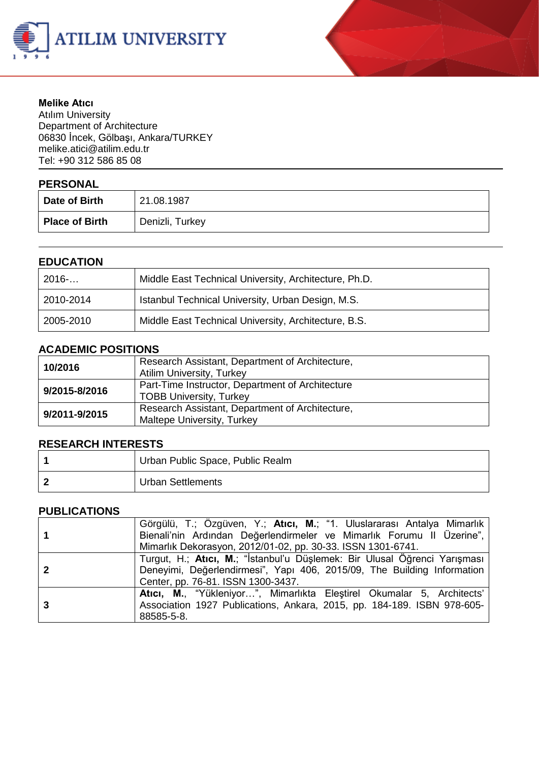**Melike Atıcı**
Atılım University
Department of Architecture
06830 İncek, Gölbaşı, Ankara/TURKEY
melike.atici@atilim.edu.tr
Tel: +90 312 586 85 08

## PERSONAL

| | |
|---|---|
| **Date of Birth** | 21.08.1987 |
| **Place of Birth** | Denizli, Turkey |

## EDUCATION

| | |
|---|---|
| 2016-… | Middle East Technical University, Architecture, Ph.D. |
| 2010-2014 | Istanbul Technical University, Urban Design, M.S. |
| 2005-2010 | Middle East Technical University, Architecture, B.S. |

## ACADEMIC POSITIONS

| | |
|---|---|
| **10/2016** | Research Assistant, Department of Architecture, Atilim University, Turkey |
| **9/2015-8/2016** | Part-Time Instructor, Department of Architecture TOBB University, Turkey |
| **9/2011-9/2015** | Research Assistant, Department of Architecture, Maltepe University, Turkey |

## RESEARCH INTERESTS

| | |
|---|---|
| **1** | Urban Public Space, Public Realm |
| **2** | Urban Settlements |

## PUBLICATIONS

| | |
|---|---|
| **1** | Görgülü, T.; Özgüven, Y.; **Atıcı, M.**; "1. Uluslararası Antalya Mimarlık Bienali'nin Ardından Değerlendirmeler ve Mimarlık Forumu II Üzerine", Mimarlık Dekorasyon, 2012/01-02, pp. 30-33. ISSN 1301-6741. |
| **2** | Turgut, H.; **Atıcı, M.**; "İstanbul'u Düşlemek: Bir Ulusal Öğrenci Yarışması Deneyimi, Değerlendirmesi", Yapı 406, 2015/09, The Building Information Center, pp. 76-81. ISSN 1300-3437. |
| **3** | **Atıcı, M.**, "Yükleniyor…", Mimarlıkta Eleştirel Okumalar 5, Architects' Association 1927 Publications, Ankara, 2015, pp. 184-189. ISBN 978-605-88585-5-8. |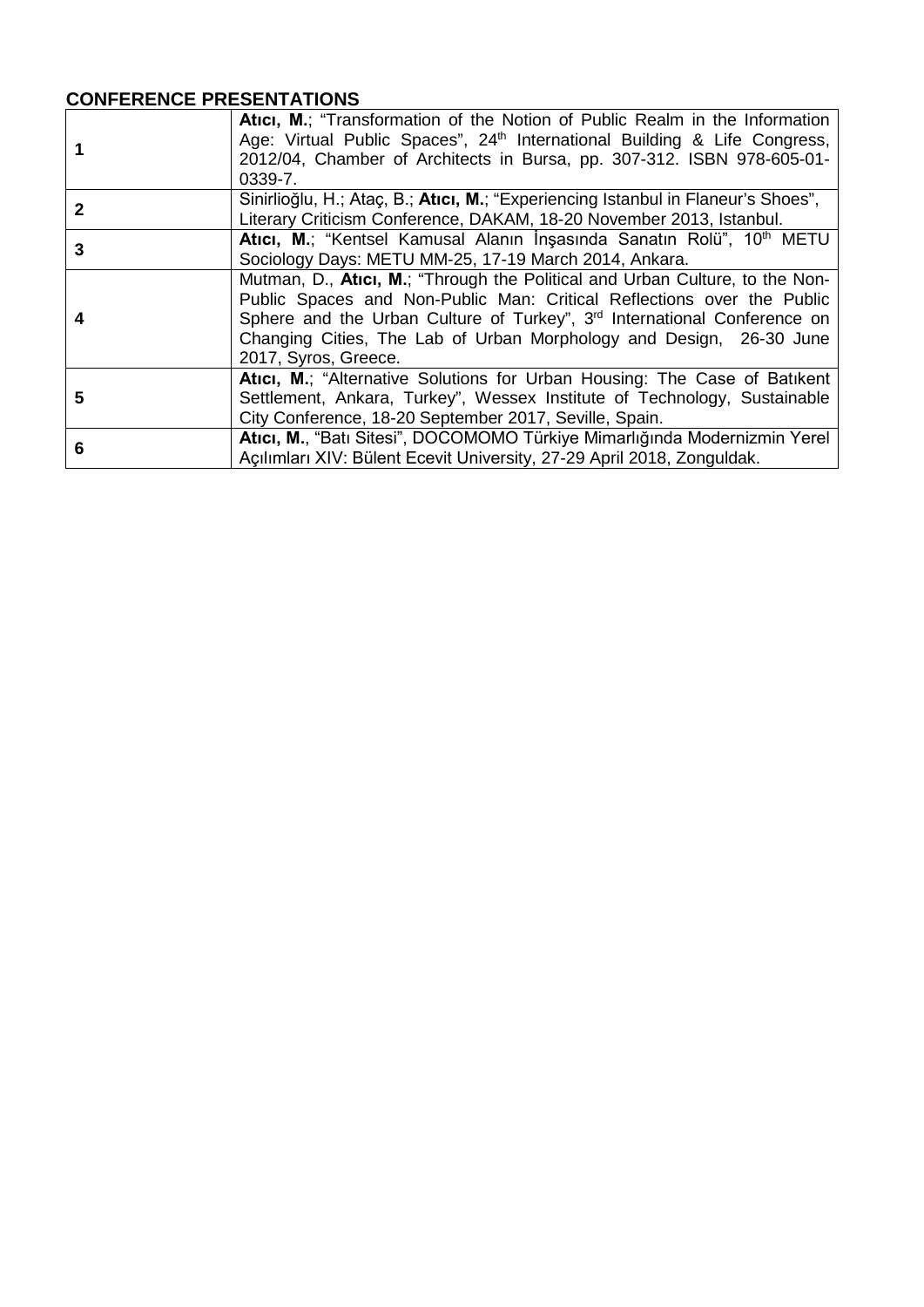## CONFERENCE PRESENTATIONS

| | |
|---|---|
| **1** | **Atıcı, M.**; "Transformation of the Notion of Public Realm in the Information Age: Virtual Public Spaces", 24th International Building & Life Congress, 2012/04, Chamber of Architects in Bursa, pp. 307-312. ISBN 978-605-01-0339-7. |
| **2** | Sinirlioğlu, H.; Ataç, B.; **Atıcı, M.**; "Experiencing Istanbul in Flaneur's Shoes", Literary Criticism Conference, DAKAM, 18-20 November 2013, Istanbul. |
| **3** | **Atıcı, M.**; "Kentsel Kamusal Alanın İnşasında Sanatın Rolü", 10th METU Sociology Days: METU MM-25, 17-19 March 2014, Ankara. |
| **4** | Mutman, D., **Atıcı, M.**; "Through the Political and Urban Culture, to the Non-Public Spaces and Non-Public Man: Critical Reflections over the Public Sphere and the Urban Culture of Turkey", 3rd International Conference on Changing Cities, The Lab of Urban Morphology and Design, 26-30 June 2017, Syros, Greece. |
| **5** | **Atıcı, M.**; "Alternative Solutions for Urban Housing: The Case of Batıkent Settlement, Ankara, Turkey", Wessex Institute of Technology, Sustainable City Conference, 18-20 September 2017, Seville, Spain. |
| **6** | **Atıcı, M.**, "Batı Sitesi", DOCOMOMO Türkiye Mimarlığında Modernizmin Yerel Açılımları XIV: Bülent Ecevit University, 27-29 April 2018, Zonguldak. |